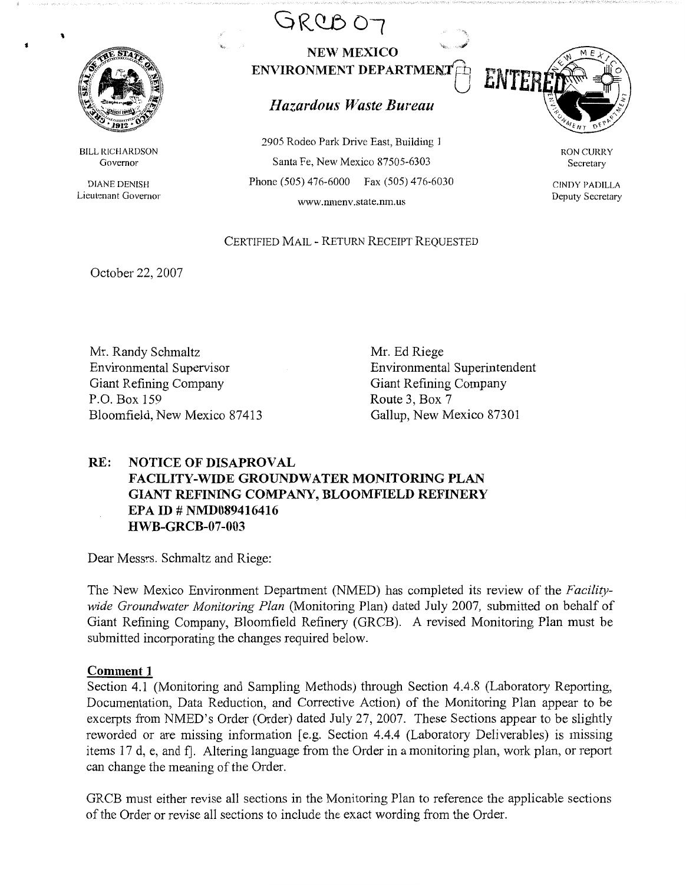GRCB 07

**NEW MEXICO ENVIRONMENT DEPARTMENT**

***Hazardous Waste Bureau***

ENTERED

2905 Rodeo Park Drive East, Building 1
Santa Fe, New Mexico 87505-6303
Phone (505) 476-6000 Fax (505) 476-6030
www.nmenv.state.nm.us

BILL RICHARDSON
Governor

DIANE DENISH
Lieutenant Governor

RON CURRY
Secretary

CINDY PADILLA
Deputy Secretary

CERTIFIED MAIL - RETURN RECEIPT REQUESTED

October 22, 2007

Mr. Randy Schmaltz
Environmental Supervisor
Giant Refining Company
P.O. Box 159
Bloomfield, New Mexico 87413

Mr. Ed Riege
Environmental Superintendent
Giant Refining Company
Route 3, Box 7
Gallup, New Mexico 87301

**RE: NOTICE OF DISAPROVAL**
**FACILITY-WIDE GROUNDWATER MONITORING PLAN**
**GIANT REFINING COMPANY, BLOOMFIELD REFINERY**
**EPA ID # NMD089416416**
**HWB-GRCB-07-003**

Dear Messrs. Schmaltz and Riege:

The New Mexico Environment Department (NMED) has completed its review of the *Facility-wide Groundwater Monitoring Plan* (Monitoring Plan) dated July 2007, submitted on behalf of Giant Refining Company, Bloomfield Refinery (GRCB). A revised Monitoring Plan must be submitted incorporating the changes required below.

**Comment 1**

Section 4.1 (Monitoring and Sampling Methods) through Section 4.4.8 (Laboratory Reporting, Documentation, Data Reduction, and Corrective Action) of the Monitoring Plan appear to be excerpts from NMED's Order (Order) dated July 27, 2007. These Sections appear to be slightly reworded or are missing information [e.g. Section 4.4.4 (Laboratory Deliverables) is missing items 17 d, e, and f]. Altering language from the Order in a monitoring plan, work plan, or report can change the meaning of the Order.

GRCB must either revise all sections in the Monitoring Plan to reference the applicable sections of the Order or revise all sections to include the exact wording from the Order.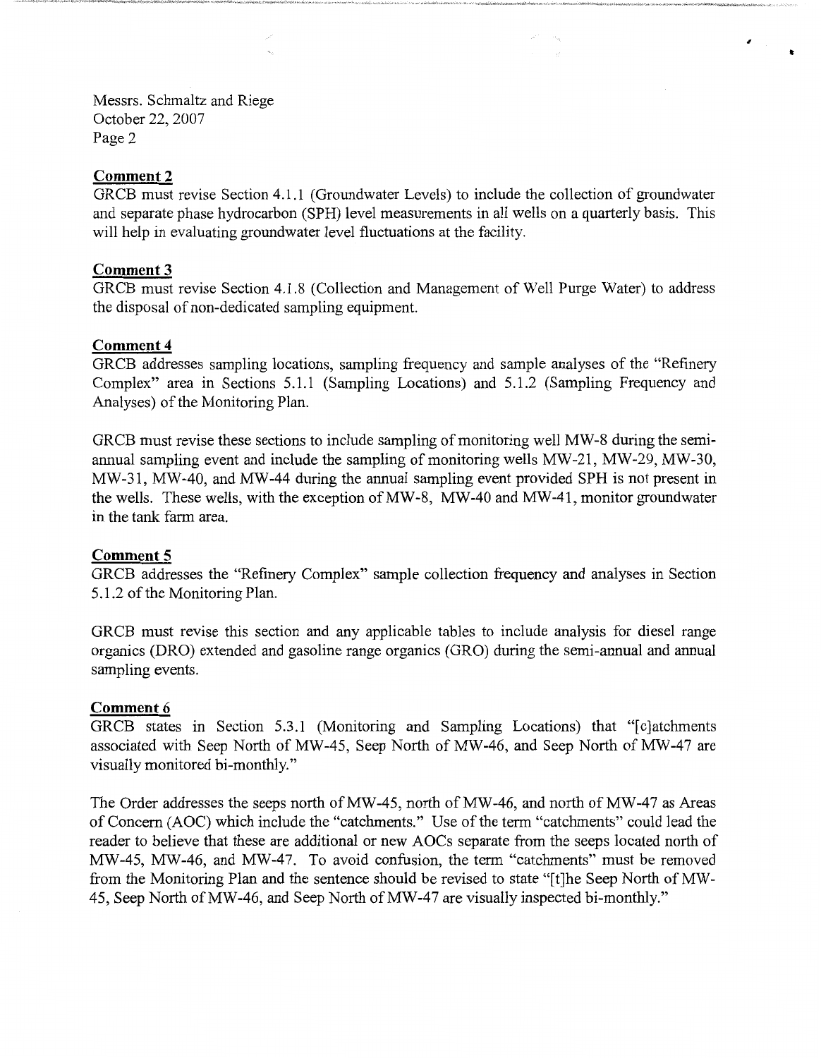**Comment 2**

GRCB must revise Section 4.1.1 (Groundwater Levels) to include the collection of groundwater and separate phase hydrocarbon (SPH) level measurements in all wells on a quarterly basis. This will help in evaluating groundwater level fluctuations at the facility.

**Comment 3**

GRCB must revise Section 4.1.8 (Collection and Management of Well Purge Water) to address the disposal of non-dedicated sampling equipment.

**Comment 4**

GRCB addresses sampling locations, sampling frequency and sample analyses of the "Refinery Complex" area in Sections 5.1.1 (Sampling Locations) and 5.1.2 (Sampling Frequency and Analyses) of the Monitoring Plan.

GRCB must revise these sections to include sampling of monitoring well MW-8 during the semi-annual sampling event and include the sampling of monitoring wells MW-21, MW-29, MW-30, MW-31, MW-40, and MW-44 during the annual sampling event provided SPH is not present in the wells. These wells, with the exception of MW-8, MW-40 and MW-41, monitor groundwater in the tank farm area.

**Comment 5**

GRCB addresses the "Refinery Complex" sample collection frequency and analyses in Section 5.1.2 of the Monitoring Plan.

GRCB must revise this section and any applicable tables to include analysis for diesel range organics (DRO) extended and gasoline range organics (GRO) during the semi-annual and annual sampling events.

**Comment 6**

GRCB states in Section 5.3.1 (Monitoring and Sampling Locations) that "[c]atchments associated with Seep North of MW-45, Seep North of MW-46, and Seep North of MW-47 are visually monitored bi-monthly."

The Order addresses the seeps north of MW-45, north of MW-46, and north of MW-47 as Areas of Concern (AOC) which include the "catchments." Use of the term "catchments" could lead the reader to believe that these are additional or new AOCs separate from the seeps located north of MW-45, MW-46, and MW-47. To avoid confusion, the term "catchments" must be removed from the Monitoring Plan and the sentence should be revised to state "[t]he Seep North of MW-45, Seep North of MW-46, and Seep North of MW-47 are visually inspected bi-monthly."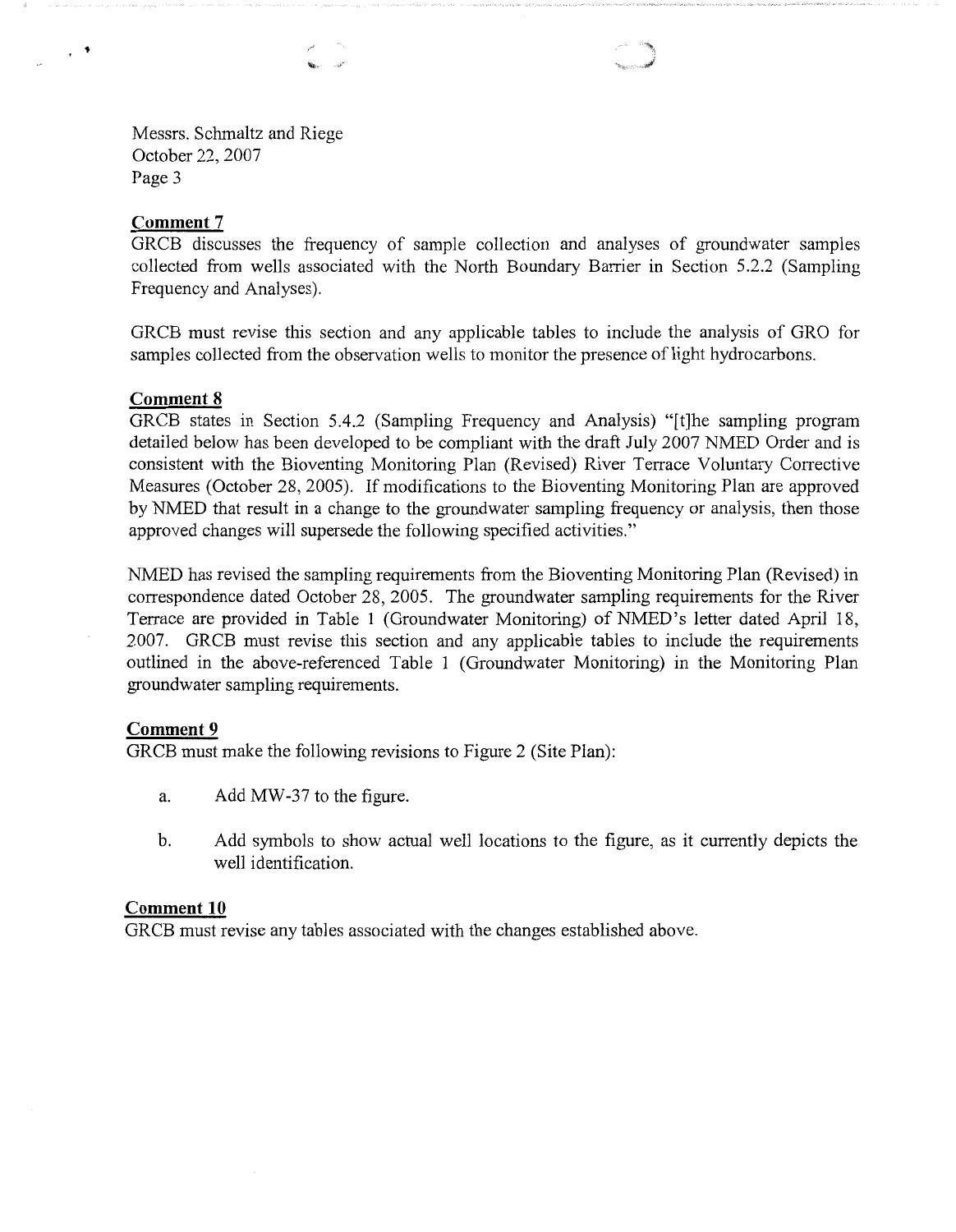Messrs. Schmaltz and Riege
October 22, 2007

**Comment 7**

GRCB discusses the frequency of sample collection and analyses of groundwater samples collected from wells associated with the North Boundary Barrier in Section 5.2.2 (Sampling Frequency and Analyses).

GRCB must revise this section and any applicable tables to include the analysis of GRO for samples collected from the observation wells to monitor the presence of light hydrocarbons.

**Comment 8**

GRCB states in Section 5.4.2 (Sampling Frequency and Analysis) "[t]he sampling program detailed below has been developed to be compliant with the draft July 2007 NMED Order and is consistent with the Bioventing Monitoring Plan (Revised) River Terrace Voluntary Corrective Measures (October 28, 2005). If modifications to the Bioventing Monitoring Plan are approved by NMED that result in a change to the groundwater sampling frequency or analysis, then those approved changes will supersede the following specified activities."

NMED has revised the sampling requirements from the Bioventing Monitoring Plan (Revised) in correspondence dated October 28, 2005. The groundwater sampling requirements for the River Terrace are provided in Table 1 (Groundwater Monitoring) of NMED's letter dated April 18, 2007. GRCB must revise this section and any applicable tables to include the requirements outlined in the above-referenced Table 1 (Groundwater Monitoring) in the Monitoring Plan groundwater sampling requirements.

**Comment 9**

GRCB must make the following revisions to Figure 2 (Site Plan):

a. Add MW-37 to the figure.

b. Add symbols to show actual well locations to the figure, as it currently depicts the well identification.

**Comment 10**

GRCB must revise any tables associated with the changes established above.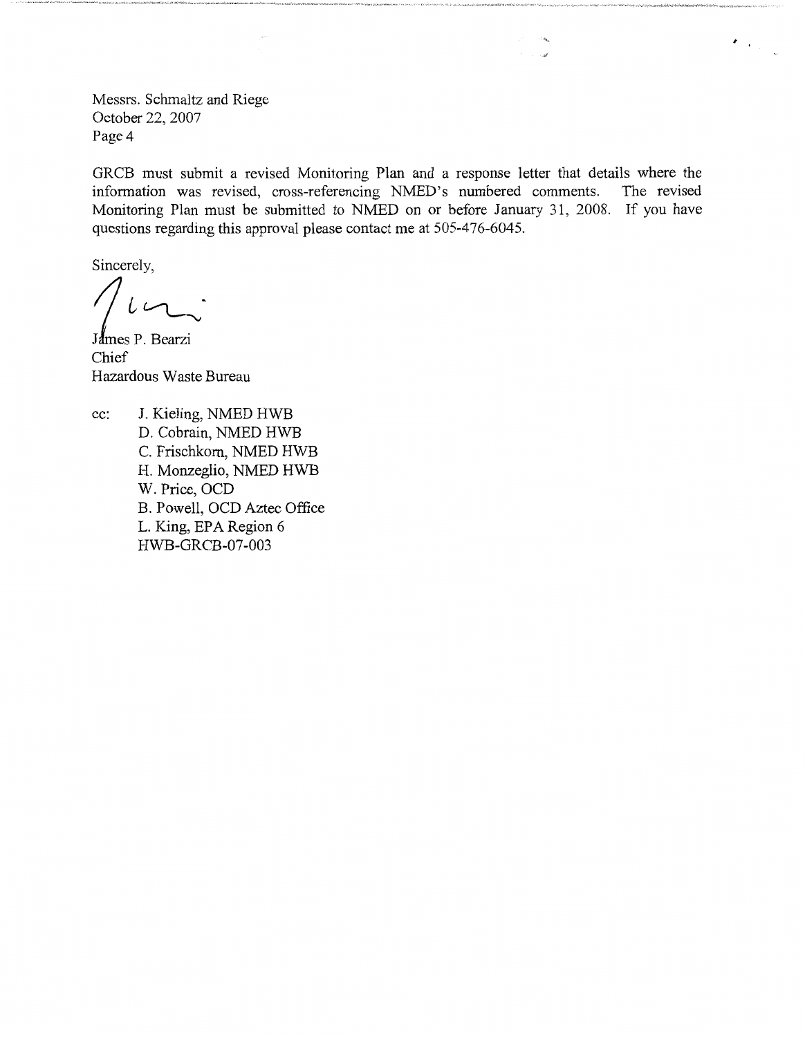Messrs. Schmaltz and Riege
October 22, 2007
Page 4

GRCB must submit a revised Monitoring Plan and a response letter that details where the information was revised, cross-referencing NMED's numbered comments. The revised Monitoring Plan must be submitted to NMED on or before January 31, 2008. If you have questions regarding this approval please contact me at 505-476-6045.

Sincerely,

James P. Bearzi
Chief
Hazardous Waste Bureau

cc: J. Kieling, NMED HWB
D. Cobrain, NMED HWB
C. Frischkorn, NMED HWB
H. Monzeglio, NMED HWB
W. Price, OCD
B. Powell, OCD Aztec Office
L. King, EPA Region 6
HWB-GRCB-07-003